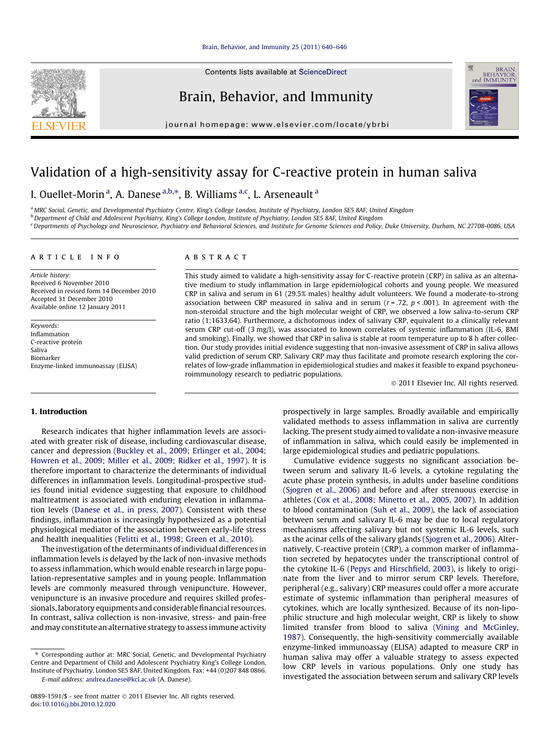# Validation of a high-sensitivity assay for C-reactive protein in human saliva

I. Ouellet-Morin [a], A. Danese [a,b,*], B. Williams [a,c], L. Arseneault [a]

[a] MRC Social, Genetic, and Developmental Psychiatry Centre, King's College London, Institute of Psychiatry, London SE5 8AF, United Kingdom
[b] Department of Child and Adolescent Psychiatry, King's College London, Institute of Psychiatry, London SE5 8AF, United Kingdom
[c] Departments of Psychology and Neuroscience, Psychiatry and Behavioral Sciences, and Institute for Genome Sciences and Policy, Duke University, Durham, NC 27708-0086, USA

## ARTICLE INFO

*Article history:*
Received 6 November 2010
Received in revised form 14 December 2010
Accepted 31 December 2010
Available online 12 January 2011

*Keywords:*
Inflammation
C-reactive protein
Saliva
Biomarker
Enzyme-linked immunoassay (ELISA)

## ABSTRACT

This study aimed to validate a high-sensitivity assay for C-reactive protein (CRP) in saliva as an alternative medium to study inflammation in large epidemiological cohorts and young people. We measured CRP in saliva and serum in 61 (29.5% males) healthy adult volunteers. We found a moderate-to-strong association between CRP measured in saliva and in serum ($r = .72$, $p < .001$). In agreement with the non-steroidal structure and the high molecular weight of CRP, we observed a low saliva-to-serum CRP ratio (1:1633.64). Furthermore, a dichotomous index of salivary CRP, equivalent to a clinically relevant serum CRP cut-off (3 mg/l), was associated to known correlates of systemic inflammation (IL-6, BMI and smoking). Finally, we showed that CRP in saliva is stable at room temperature up to 8 h after collection. Our study provides initial evidence suggesting that non-invasive assessment of CRP in saliva allows valid prediction of serum CRP. Salivary CRP may thus facilitate and promote research exploring the correlates of low-grade inflammation in epidemiological studies and makes it feasible to expand psychoneuroimmunology research to pediatric populations.

© 2011 Elsevier Inc. All rights reserved.

## 1. Introduction

Research indicates that higher inflammation levels are associated with greater risk of disease, including cardiovascular disease, cancer and depression (Buckley et al., 2009; Erlinger et al., 2004; Howren et al., 2009; Miller et al., 2009; Ridker et al., 1997). It is therefore important to characterize the determinants of individual differences in inflammation levels. Longitudinal-prospective studies found initial evidence suggesting that exposure to childhood maltreatment is associated with enduring elevation in inflammation levels (Danese et al., in press, 2007). Consistent with these findings, inflammation is increasingly hypothesized as a potential physiological mediator of the association between early-life stress and health inequalities (Felitti et al., 1998; Green et al., 2010).

The investigation of the determinants of individual differences in inflammation levels is delayed by the lack of non-invasive methods to assess inflammation, which would enable research in large population-representative samples and in young people. Inflammation levels are commonly measured through venipuncture. However, venipuncture is an invasive procedure and requires skilled professionals, laboratory equipments and considerable financial resources. In contrast, saliva collection is non-invasive, stress- and pain-free and may constitute an alternative strategy to assess immune activity prospectively in large samples. Broadly available and empirically validated methods to assess inflammation in saliva are currently lacking. The present study aimed to validate a non-invasive measure of inflammation in saliva, which could easily be implemented in large epidemiological studies and pediatric populations.

Cumulative evidence suggests no significant association between serum and salivary IL-6 levels, a cytokine regulating the acute phase protein synthesis, in adults under baseline conditions (Sjogren et al., 2006) and before and after strenuous exercise in athletes (Cox et al., 2008; Minetto et al., 2005, 2007). In addition to blood contamination (Suh et al., 2009), the lack of association between serum and salivary IL-6 may be due to local regulatory mechanisms affecting salivary but not systemic IL-6 levels, such as the acinar cells of the salivary glands (Sjogren et al., 2006). Alternatively, C-reactive protein (CRP), a common marker of inflammation secreted by hepatocytes under the transcriptional control of the cytokine IL-6 (Pepys and Hirschfield, 2003), is likely to originate from the liver and to mirror serum CRP levels. Therefore, peripheral (e.g., salivary) CRP measures could offer a more accurate estimate of systemic inflammation than peripheral measures of cytokines, which are locally synthesized. Because of its non-lipophilic structure and high molecular weight, CRP is likely to show limited transfer from blood to saliva (Vining and McGinley, 1987). Consequently, the high-sensitivity commercially available enzyme-linked immunoassay (ELISA) adapted to measure CRP in human saliva may offer a valuable strategy to assess expected low CRP levels in various populations. Only one study has investigated the association between serum and salivary CRP levels

\* Corresponding author at: MRC Social, Genetic, and Developmental Psychiatry Centre and Department of Child and Adolescent Psychiatry King's College London, Institute of Psychiatry, London SE5 8AF, United Kingdom. Fax: +44 (0)207 848 0866.
*E-mail address:* andrea.danese@kcl.ac.uk (A. Danese).

0889-1591/$ - see front matter © 2011 Elsevier Inc. All rights reserved.
doi:10.1016/j.bbi.2010.12.020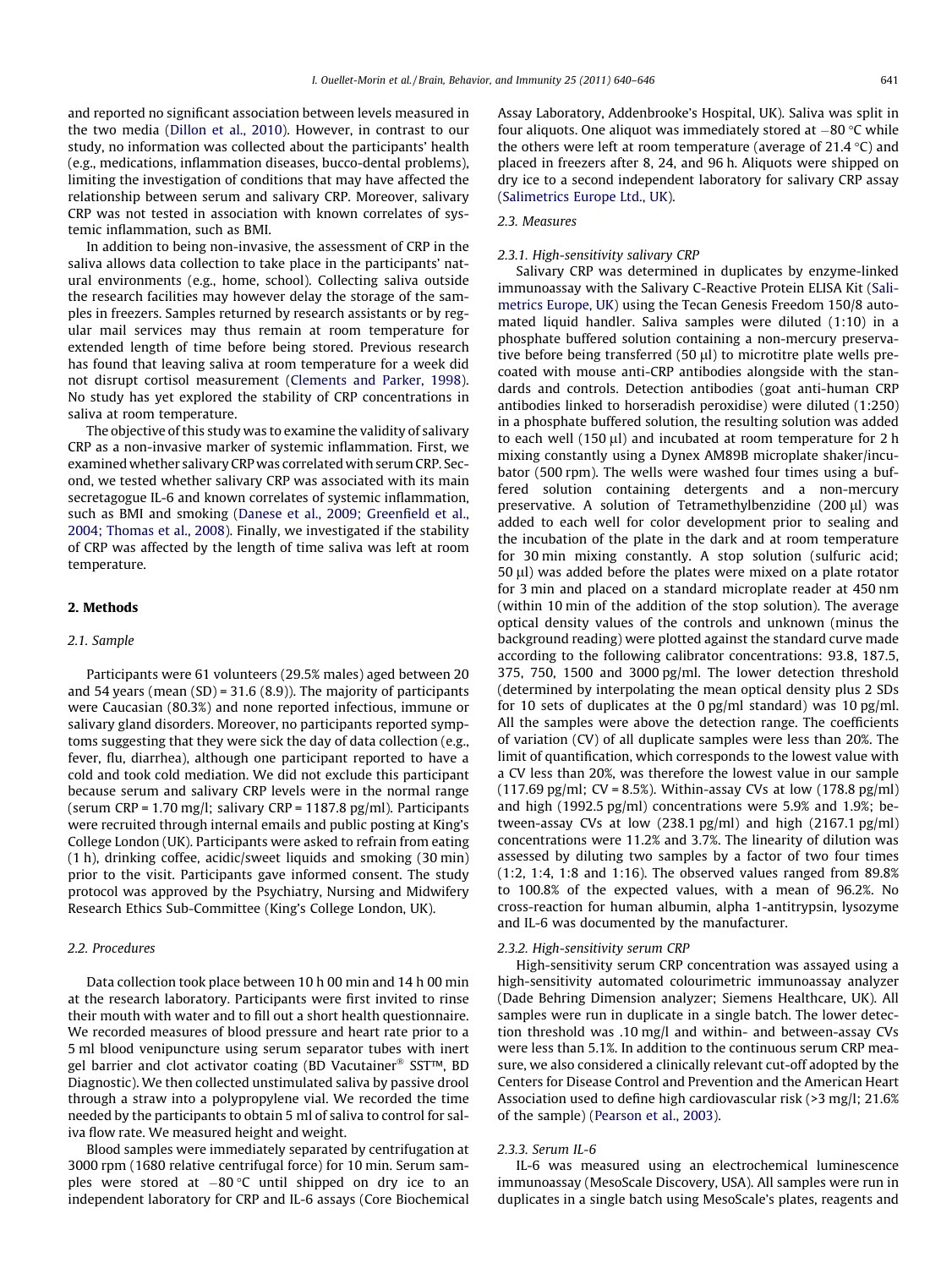and reported no significant association between levels measured in the two media (Dillon et al., 2010). However, in contrast to our study, no information was collected about the participants' health (e.g., medications, inflammation diseases, bucco-dental problems), limiting the investigation of conditions that may have affected the relationship between serum and salivary CRP. Moreover, salivary CRP was not tested in association with known correlates of systemic inflammation, such as BMI.

In addition to being non-invasive, the assessment of CRP in the saliva allows data collection to take place in the participants' natural environments (e.g., home, school). Collecting saliva outside the research facilities may however delay the storage of the samples in freezers. Samples returned by research assistants or by regular mail services may thus remain at room temperature for extended length of time before being stored. Previous research has found that leaving saliva at room temperature for a week did not disrupt cortisol measurement (Clements and Parker, 1998). No study has yet explored the stability of CRP concentrations in saliva at room temperature.

The objective of this study was to examine the validity of salivary CRP as a non-invasive marker of systemic inflammation. First, we examined whether salivary CRP was correlated with serum CRP. Second, we tested whether salivary CRP was associated with its main secretagogue IL-6 and known correlates of systemic inflammation, such as BMI and smoking (Danese et al., 2009; Greenfield et al., 2004; Thomas et al., 2008). Finally, we investigated if the stability of CRP was affected by the length of time saliva was left at room temperature.

## 2. Methods

### 2.1. Sample

Participants were 61 volunteers (29.5% males) aged between 20 and 54 years (mean (SD) = 31.6 (8.9)). The majority of participants were Caucasian (80.3%) and none reported infectious, immune or salivary gland disorders. Moreover, no participants reported symptoms suggesting that they were sick the day of data collection (e.g., fever, flu, diarrhea), although one participant reported to have a cold and took cold mediation. We did not exclude this participant because serum and salivary CRP levels were in the normal range (serum CRP = 1.70 mg/l; salivary CRP = 1187.8 pg/ml). Participants were recruited through internal emails and public posting at King's College London (UK). Participants were asked to refrain from eating (1 h), drinking coffee, acidic/sweet liquids and smoking (30 min) prior to the visit. Participants gave informed consent. The study protocol was approved by the Psychiatry, Nursing and Midwifery Research Ethics Sub-Committee (King's College London, UK).

### 2.2. Procedures

Data collection took place between 10 h 00 min and 14 h 00 min at the research laboratory. Participants were first invited to rinse their mouth with water and to fill out a short health questionnaire. We recorded measures of blood pressure and heart rate prior to a 5 ml blood venipuncture using serum separator tubes with inert gel barrier and clot activator coating (BD Vacutainer® SST™, BD Diagnostic). We then collected unstimulated saliva by passive drool through a straw into a polypropylene vial. We recorded the time needed by the participants to obtain 5 ml of saliva to control for saliva flow rate. We measured height and weight.

Blood samples were immediately separated by centrifugation at 3000 rpm (1680 relative centrifugal force) for 10 min. Serum samples were stored at −80 °C until shipped on dry ice to an independent laboratory for CRP and IL-6 assays (Core Biochemical Assay Laboratory, Addenbrooke's Hospital, UK). Saliva was split in four aliquots. One aliquot was immediately stored at −80 °C while the others were left at room temperature (average of 21.4 °C) and placed in freezers after 8, 24, and 96 h. Aliquots were shipped on dry ice to a second independent laboratory for salivary CRP assay (Salimetrics Europe Ltd., UK).

### 2.3. Measures

#### 2.3.1. High-sensitivity salivary CRP

Salivary CRP was determined in duplicates by enzyme-linked immunoassay with the Salivary C-Reactive Protein ELISA Kit (Salimetrics Europe, UK) using the Tecan Genesis Freedom 150/8 automated liquid handler. Saliva samples were diluted (1:10) in a phosphate buffered solution containing a non-mercury preservative before being transferred (50 μl) to microtitre plate wells precoated with mouse anti-CRP antibodies alongside with the standards and controls. Detection antibodies (goat anti-human CRP antibodies linked to horseradish peroxidise) were diluted (1:250) in a phosphate buffered solution, the resulting solution was added to each well (150 μl) and incubated at room temperature for 2 h mixing constantly using a Dynex AM89B microplate shaker/incubator (500 rpm). The wells were washed four times using a buffered solution containing detergents and a non-mercury preservative. A solution of Tetramethylbenzidine (200 μl) was added to each well for color development prior to sealing and the incubation of the plate in the dark and at room temperature for 30 min mixing constantly. A stop solution (sulfuric acid; 50 μl) was added before the plates were mixed on a plate rotator for 3 min and placed on a standard microplate reader at 450 nm (within 10 min of the addition of the stop solution). The average optical density values of the controls and unknown (minus the background reading) were plotted against the standard curve made according to the following calibrator concentrations: 93.8, 187.5, 375, 750, 1500 and 3000 pg/ml. The lower detection threshold (determined by interpolating the mean optical density plus 2 SDs for 10 sets of duplicates at the 0 pg/ml standard) was 10 pg/ml. All the samples were above the detection range. The coefficients of variation (CV) of all duplicate samples were less than 20%. The limit of quantification, which corresponds to the lowest value with a CV less than 20%, was therefore the lowest value in our sample (117.69 pg/ml; CV = 8.5%). Within-assay CVs at low (178.8 pg/ml) and high (1992.5 pg/ml) concentrations were 5.9% and 1.9%; between-assay CVs at low (238.1 pg/ml) and high (2167.1 pg/ml) concentrations were 11.2% and 3.7%. The linearity of dilution was assessed by diluting two samples by a factor of two four times (1:2, 1:4, 1:8 and 1:16). The observed values ranged from 89.8% to 100.8% of the expected values, with a mean of 96.2%. No cross-reaction for human albumin, alpha 1-antitrypsin, lysozyme and IL-6 was documented by the manufacturer.

#### 2.3.2. High-sensitivity serum CRP

High-sensitivity serum CRP concentration was assayed using a high-sensitivity automated colourimetric immunoassay analyzer (Dade Behring Dimension analyzer; Siemens Healthcare, UK). All samples were run in duplicate in a single batch. The lower detection threshold was .10 mg/l and within- and between-assay CVs were less than 5.1%. In addition to the continuous serum CRP measure, we also considered a clinically relevant cut-off adopted by the Centers for Disease Control and Prevention and the American Heart Association used to define high cardiovascular risk (>3 mg/l; 21.6% of the sample) (Pearson et al., 2003).

#### 2.3.3. Serum IL-6

IL-6 was measured using an electrochemical luminescence immunoassay (MesoScale Discovery, USA). All samples were run in duplicates in a single batch using MesoScale's plates, reagents and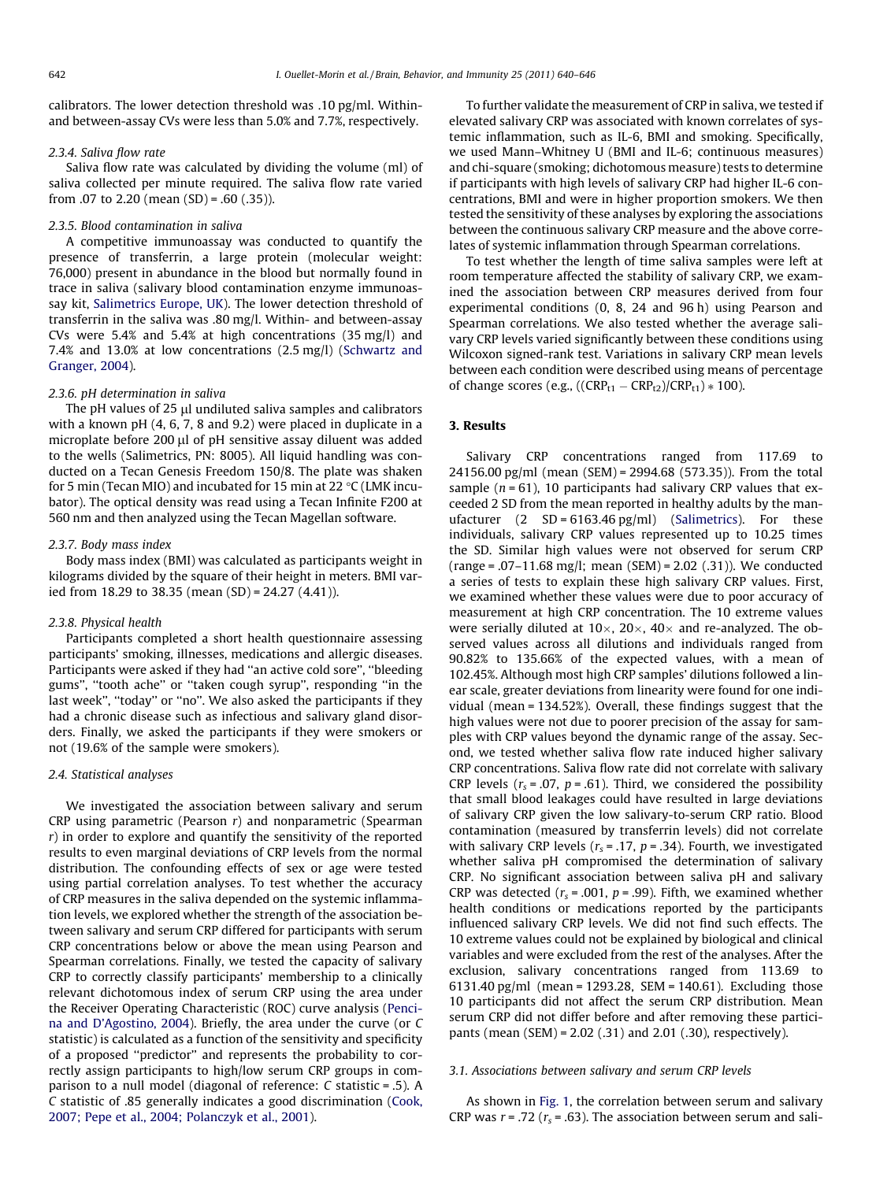calibrators. The lower detection threshold was .10 pg/ml. Within- and between-assay CVs were less than 5.0% and 7.7%, respectively.

#### 2.3.4. Saliva flow rate

Saliva flow rate was calculated by dividing the volume (ml) of saliva collected per minute required. The saliva flow rate varied from .07 to 2.20 (mean (SD) = .60 (.35)).

#### 2.3.5. Blood contamination in saliva

A competitive immunoassay was conducted to quantify the presence of transferrin, a large protein (molecular weight: 76,000) present in abundance in the blood but normally found in trace in saliva (salivary blood contamination enzyme immunosassay kit, Salimetrics Europe, UK). The lower detection threshold of transferrin in the saliva was .80 mg/l. Within- and between-assay CVs were 5.4% and 5.4% at high concentrations (35 mg/l) and 7.4% and 13.0% at low concentrations (2.5 mg/l) (Schwartz and Granger, 2004).

#### 2.3.6. pH determination in saliva

The pH values of 25 μl undiluted saliva samples and calibrators with a known pH (4, 6, 7, 8 and 9.2) were placed in duplicate in a microplate before 200 μl of pH sensitive assay diluent was added to the wells (Salimetrics, PN: 8005). All liquid handling was conducted on a Tecan Genesis Freedom 150/8. The plate was shaken for 5 min (Tecan MIO) and incubated for 15 min at 22 °C (LMK incubator). The optical density was read using a Tecan Infinite F200 at 560 nm and then analyzed using the Tecan Magellan software.

#### 2.3.7. Body mass index

Body mass index (BMI) was calculated as participants weight in kilograms divided by the square of their height in meters. BMI varied from 18.29 to 38.35 (mean (SD) = 24.27 (4.41)).

#### 2.3.8. Physical health

Participants completed a short health questionnaire assessing participants' smoking, illnesses, medications and allergic diseases. Participants were asked if they had "an active cold sore", "bleeding gums", "tooth ache" or "taken cough syrup", responding "in the last week", "today" or "no". We also asked the participants if they had a chronic disease such as infectious and salivary gland disorders. Finally, we asked the participants if they were smokers or not (19.6% of the sample were smokers).

### 2.4. Statistical analyses

We investigated the association between salivary and serum CRP using parametric (Pearson *r*) and nonparametric (Spearman *r*) in order to explore and quantify the sensitivity of the reported results to even marginal deviations of CRP levels from the normal distribution. The confounding effects of sex or age were tested using partial correlation analyses. To test whether the accuracy of CRP measures in the saliva depended on the systemic inflammation levels, we explored whether the strength of the association between salivary and serum CRP differed for participants with serum CRP concentrations below or above the mean using Pearson and Spearman correlations. Finally, we tested the capacity of salivary CRP to correctly classify participants' membership to a clinically relevant dichotomous index of serum CRP using the area under the Receiver Operating Characteristic (ROC) curve analysis (Pencina and D'Agostino, 2004). Briefly, the area under the curve (or *C* statistic) is calculated as a function of the sensitivity and specificity of a proposed "predictor" and represents the probability to correctly assign participants to high/low serum CRP groups in comparison to a null model (diagonal of reference: *C* statistic = .5). A *C* statistic of .85 generally indicates a good discrimination (Cook, 2007; Pepe et al., 2004; Polanczyk et al., 2001).

To further validate the measurement of CRP in saliva, we tested if elevated salivary CRP was associated with known correlates of systemic inflammation, such as IL-6, BMI and smoking. Specifically, we used Mann–Whitney U (BMI and IL-6; continuous measures) and chi-square (smoking; dichotomous measure) tests to determine if participants with high levels of salivary CRP had higher IL-6 concentrations, BMI and were in higher proportion smokers. We then tested the sensitivity of these analyses by exploring the associations between the continuous salivary CRP measure and the above correlates of systemic inflammation through Spearman correlations.

To test whether the length of time saliva samples were left at room temperature affected the stability of salivary CRP, we examined the association between CRP measures derived from four experimental conditions (0, 8, 24 and 96 h) using Pearson and Spearman correlations. We also tested whether the average salivary CRP levels varied significantly between these conditions using Wilcoxon signed-rank test. Variations in salivary CRP mean levels between each condition were described using means of percentage of change scores (e.g., $((CRP_{t1} - CRP_{t2})/CRP_{t1}) * 100$).

## 3. Results

Salivary CRP concentrations ranged from 117.69 to 24156.00 pg/ml (mean (SEM) = 2994.68 (573.35)). From the total sample ($n = 61$), 10 participants had salivary CRP values that exceeded 2 SD from the mean reported in healthy adults by the manufacturer (2 SD = 6163.46 pg/ml) (Salimetrics). For these individuals, salivary CRP values represented up to 10.25 times the SD. Similar high values were not observed for serum CRP (range = .07–11.68 mg/l; mean (SEM) = 2.02 (.31)). We conducted a series of tests to explain these high salivary CRP values. First, we examined whether these values were due to poor accuracy of measurement at high CRP concentration. The 10 extreme values were serially diluted at 10×, 20×, 40× and re-analyzed. The observed values across all dilutions and individuals ranged from 90.82% to 135.66% of the expected values, with a mean of 102.45%. Although most high CRP samples' dilutions followed a linear scale, greater deviations from linearity were found for one individual (mean = 134.52%). Overall, these findings suggest that the high values were not due to poorer precision of the assay for samples with CRP values beyond the dynamic range of the assay. Second, we tested whether saliva flow rate induced higher salivary CRP concentrations. Saliva flow rate did not correlate with salivary CRP levels ($r_s = .07$, $p = .61$). Third, we considered the possibility that small blood leakages could have resulted in large deviations of salivary CRP given the low salivary-to-serum CRP ratio. Blood contamination (measured by transferrin levels) did not correlate with salivary CRP levels ($r_s = .17$, $p = .34$). Fourth, we investigated whether saliva pH compromised the determination of salivary CRP. No significant association between saliva pH and salivary CRP was detected ($r_s = .001$, $p = .99$). Fifth, we examined whether health conditions or medications reported by the participants influenced salivary CRP levels. We did not find such effects. The 10 extreme values could not be explained by biological and clinical variables and were excluded from the rest of the analyses. After the exclusion, salivary concentrations ranged from 113.69 to 6131.40 pg/ml (mean = 1293.28, SEM = 140.61). Excluding those 10 participants did not affect the serum CRP distribution. Mean serum CRP did not differ before and after removing these participants (mean (SEM) = 2.02 (.31) and 2.01 (.30), respectively).

### 3.1. Associations between salivary and serum CRP levels

As shown in Fig. 1, the correlation between serum and salivary CRP was $r = .72$ ($r_s = .63$). The association between serum and sali-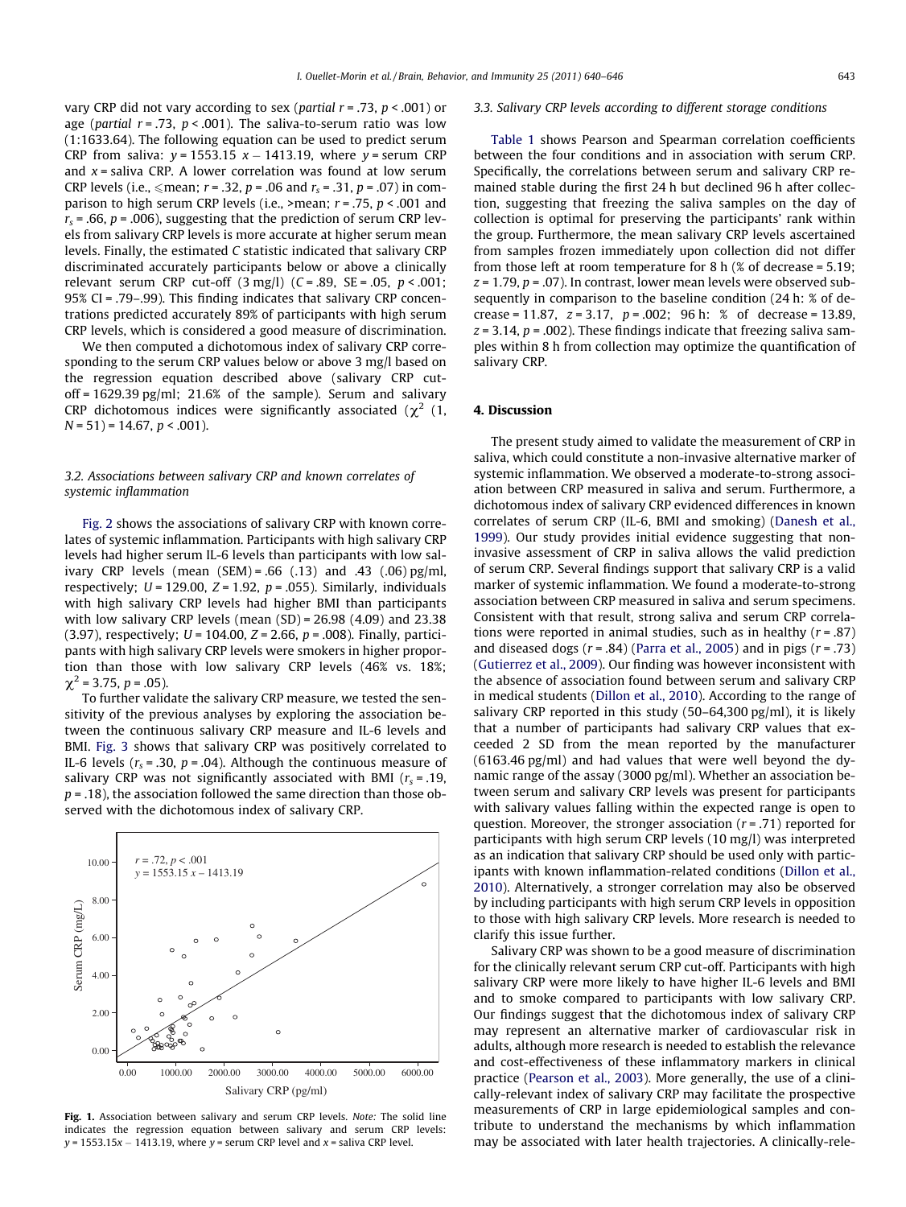vary CRP did not vary according to sex (*partial* $r = .73$, $p < .001$) or age (*partial* $r = .73$, $p < .001$). The saliva-to-serum ratio was low (1:1633.64). The following equation can be used to predict serum CRP from saliva: $y = 1553.15\ x - 1413.19$, where $y$ = serum CRP and $x$ = saliva CRP. A lower correlation was found at low serum CRP levels (i.e., ⩽mean; $r = .32$, $p = .06$ and $r_s = .31$, $p = .07$) in comparison to high serum CRP levels (i.e., >mean; $r = .75$, $p < .001$ and $r_s = .66$, $p = .006$), suggesting that the prediction of serum CRP levels from salivary CRP levels is more accurate at higher serum mean levels. Finally, the estimated *C* statistic indicated that salivary CRP discriminated accurately participants below or above a clinically relevant serum CRP cut-off (3 mg/l) ($C = .89$, $SE = .05$, $p < .001$; 95% CI = .79–.99). This finding indicates that salivary CRP concentrations predicted accurately 89% of participants with high serum CRP levels, which is considered a good measure of discrimination.

We then computed a dichotomous index of salivary CRP corresponding to the serum CRP values below or above 3 mg/l based on the regression equation described above (salivary CRP cut-off = 1629.39 pg/ml; 21.6% of the sample). Serum and salivary CRP dichotomous indices were significantly associated ($\chi^2$ (1, $N = 51$) = 14.67, $p < .001$).

### 3.2. Associations between salivary CRP and known correlates of systemic inflammation

Fig. 2 shows the associations of salivary CRP with known correlates of systemic inflammation. Participants with high salivary CRP levels had higher serum IL-6 levels than participants with low salivary CRP levels (mean (SEM) = .66 (.13) and .43 (.06) pg/ml, respectively; $U = 129.00$, $Z = 1.92$, $p = .055$). Similarly, individuals with high salivary CRP levels had higher BMI than participants with low salivary CRP levels (mean (SD) = 26.98 (4.09) and 23.38 (3.97), respectively; $U = 104.00$, $Z = 2.66$, $p = .008$). Finally, participants with high salivary CRP levels were smokers in higher proportion than those with low salivary CRP levels (46% vs. 18%; $\chi^2 = 3.75$, $p = .05$).

To further validate the salivary CRP measure, we tested the sensitivity of the previous analyses by exploring the association between the continuous salivary CRP measure and IL-6 levels and BMI. Fig. 3 shows that salivary CRP was positively correlated to IL-6 levels ($r_s = .30$, $p = .04$). Although the continuous measure of salivary CRP was not significantly associated with BMI ($r_s = .19$, $p = .18$), the association followed the same direction than those observed with the dichotomous index of salivary CRP.

**Fig. 1.** Association between salivary and serum CRP levels. *Note:* The solid line indicates the regression equation between salivary and serum CRP levels: $y = 1553.15x - 1413.19$, where $y$ = serum CRP level and $x$ = saliva CRP level.

### 3.3. Salivary CRP levels according to different storage conditions

Table 1 shows Pearson and Spearman correlation coefficients between the four conditions and in association with serum CRP. Specifically, the correlations between serum and salivary CRP remained stable during the first 24 h but declined 96 h after collection, suggesting that freezing the saliva samples on the day of collection is optimal for preserving the participants' rank within the group. Furthermore, the mean salivary CRP levels ascertained from samples frozen immediately upon collection did not differ from those left at room temperature for 8 h (% of decrease = 5.19; $z = 1.79$, $p = .07$). In contrast, lower mean levels were observed subsequently in comparison to the baseline condition (24 h: % of decrease = 11.87, $z = 3.17$, $p = .002$; 96 h: % of decrease = 13.89, $z = 3.14$, $p = .002$). These findings indicate that freezing saliva samples within 8 h from collection may optimize the quantification of salivary CRP.

## 4. Discussion

The present study aimed to validate the measurement of CRP in saliva, which could constitute a non-invasive alternative marker of systemic inflammation. We observed a moderate-to-strong association between CRP measured in saliva and serum. Furthermore, a dichotomous index of salivary CRP evidenced differences in known correlates of serum CRP (IL-6, BMI and smoking) (Danesh et al., 1999). Our study provides initial evidence suggesting that non-invasive assessment of CRP in saliva allows the valid prediction of serum CRP. Several findings support that salivary CRP is a valid marker of systemic inflammation. We found a moderate-to-strong association between CRP measured in saliva and serum specimens. Consistent with that result, strong saliva and serum CRP correlations were reported in animal studies, such as in healthy ($r = .87$) and diseased dogs ($r = .84$) (Parra et al., 2005) and in pigs ($r = .73$) (Gutierrez et al., 2009). Our finding was however inconsistent with the absence of association found between serum and salivary CRP in medical students (Dillon et al., 2010). According to the range of salivary CRP reported in this study (50–64,300 pg/ml), it is likely that a number of participants had salivary CRP values that exceeded 2 SD from the mean reported by the manufacturer (6163.46 pg/ml) and had values that were well beyond the dynamic range of the assay (3000 pg/ml). Whether an association between serum and salivary CRP levels was present for participants with salivary values falling within the expected range is open to question. Moreover, the stronger association ($r = .71$) reported for participants with high serum CRP levels (10 mg/l) was interpreted as an indication that salivary CRP should be used only with participants with known inflammation-related conditions (Dillon et al., 2010). Alternatively, a stronger correlation may also be observed by including participants with high serum CRP levels in opposition to those with high salivary CRP levels. More research is needed to clarify this issue further.

Salivary CRP was shown to be a good measure of discrimination for the clinically relevant serum CRP cut-off. Participants with high salivary CRP were more likely to have higher IL-6 levels and BMI and to smoke compared to participants with low salivary CRP. Our findings suggest that the dichotomous index of salivary CRP may represent an alternative marker of cardiovascular risk in adults, although more research is needed to establish the relevance and cost-effectiveness of these inflammatory markers in clinical practice (Pearson et al., 2003). More generally, the use of a clinically-relevant index of salivary CRP may facilitate the prospective measurements of CRP in large epidemiological samples and contribute to understand the mechanisms by which inflammation may be associated with later health trajectories. A clinically-rele-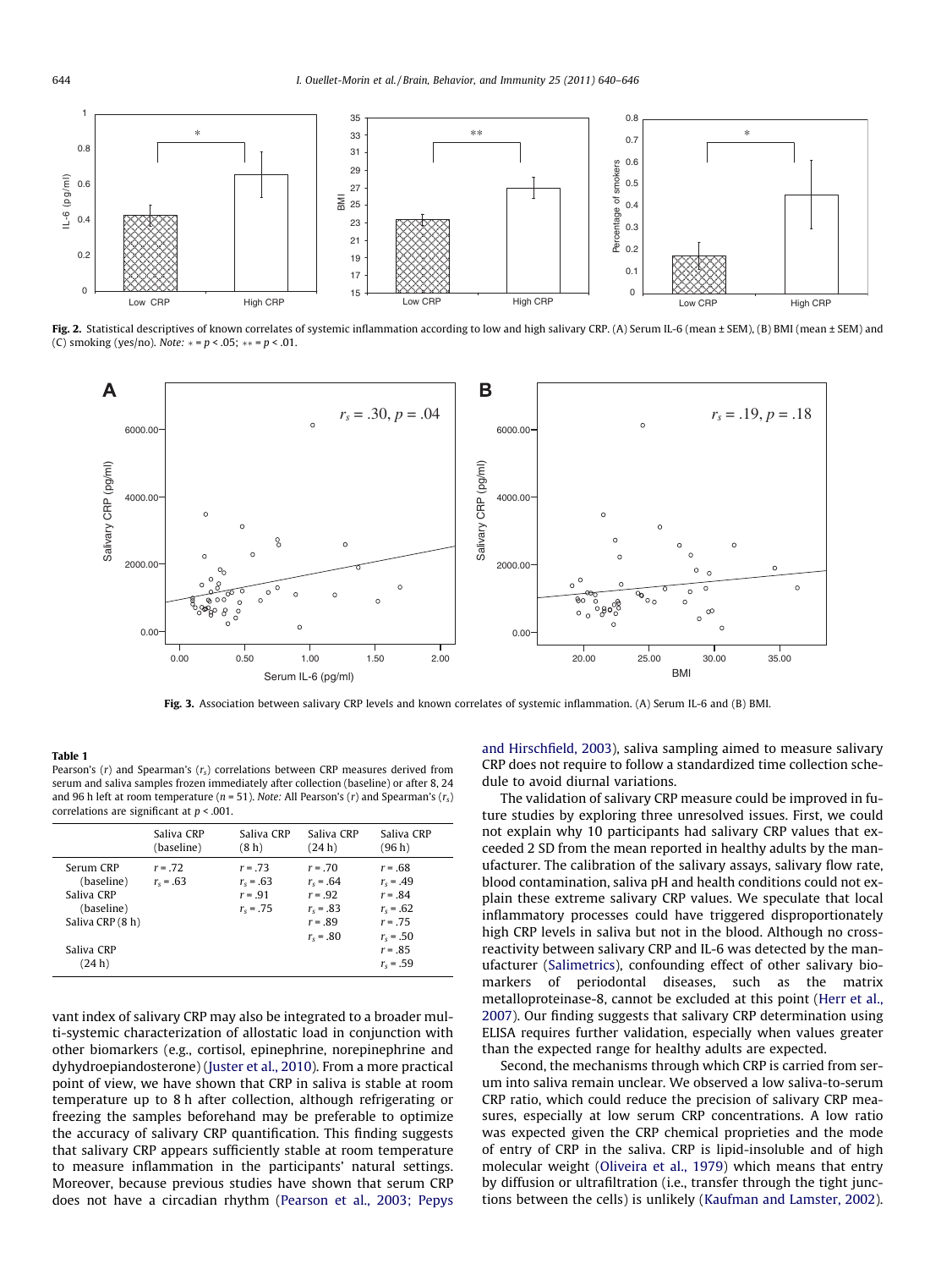Fig. 2. Statistical descriptives of known correlates of systemic inflammation according to low and high salivary CRP. (A) Serum IL-6 (mean ± SEM), (B) BMI (mean ± SEM) and (C) smoking (yes/no). *Note:* * = $p < .05$; ** = $p < .01$.

Fig. 3. Association between salivary CRP levels and known correlates of systemic inflammation. (A) Serum IL-6 and (B) BMI.

**Table 1**
Pearson's ($r$) and Spearman's ($r_s$) correlations between CRP measures derived from serum and saliva samples frozen immediately after collection (baseline) or after 8, 24 and 96 h left at room temperature ($n$ = 51). *Note:* All Pearson's ($r$) and Spearman's ($r_s$) correlations are significant at $p < .001$.

| | Saliva CRP (baseline) | Saliva CRP (8 h) | Saliva CRP (24 h) | Saliva CRP (96 h) |
|---|---|---|---|---|
| Serum CRP (baseline) | $r$ = .72<br>$r_s$ = .63 | $r$ = .73<br>$r_s$ = .63 | $r$ = .70<br>$r_s$ = .64 | $r$ = .68<br>$r_s$ = .49 |
| Saliva CRP (baseline) | | $r$ = .91<br>$r_s$ = .75 | $r$ = .92<br>$r_s$ = .83 | $r$ = .84<br>$r_s$ = .62 |
| Saliva CRP (8 h) | | | $r$ = .89<br>$r_s$ = .80 | $r$ = .75<br>$r_s$ = .50 |
| Saliva CRP (24 h) | | | | $r$ = .85<br>$r_s$ = .59 |

vant index of salivary CRP may also be integrated to a broader multi-systemic characterization of allostatic load in conjunction with other biomarkers (e.g., cortisol, epinephrine, norepinephrine and dyhydroepiandosterone) (Juster et al., 2010). From a more practical point of view, we have shown that CRP in saliva is stable at room temperature up to 8 h after collection, although refrigerating or freezing the samples beforehand may be preferable to optimize the accuracy of salivary CRP quantification. This finding suggests that salivary CRP appears sufficiently stable at room temperature to measure inflammation in the participants' natural settings. Moreover, because previous studies have shown that serum CRP does not have a circadian rhythm (Pearson et al., 2003; Pepys and Hirschfield, 2003), saliva sampling aimed to measure salivary CRP does not require to follow a standardized time collection schedule to avoid diurnal variations.

The validation of salivary CRP measure could be improved in future studies by exploring three unresolved issues. First, we could not explain why 10 participants had salivary CRP values that exceeded 2 SD from the mean reported in healthy adults by the manufacturer. The calibration of the salivary assays, salivary flow rate, blood contamination, saliva pH and health conditions could not explain these extreme salivary CRP values. We speculate that local inflammatory processes could have triggered disproportionately high CRP levels in saliva but not in the blood. Although no cross-reactivity between salivary CRP and IL-6 was detected by the manufacturer (Salimetrics), confounding effect of other salivary biomarkers of periodontal diseases, such as the matrix metalloproteinase-8, cannot be excluded at this point (Herr et al., 2007). Our finding suggests that salivary CRP determination using ELISA requires further validation, especially when values greater than the expected range for healthy adults are expected.

Second, the mechanisms through which CRP is carried from serum into saliva remain unclear. We observed a low saliva-to-serum CRP ratio, which could reduce the precision of salivary CRP measures, especially at low serum CRP concentrations. A low ratio was expected given the CRP chemical proprieties and the mode of entry of CRP in the saliva. CRP is lipid-insoluble and of high molecular weight (Oliveira et al., 1979) which means that entry by diffusion or ultrafiltration (i.e., transfer through the tight junctions between the cells) is unlikely (Kaufman and Lamster, 2002).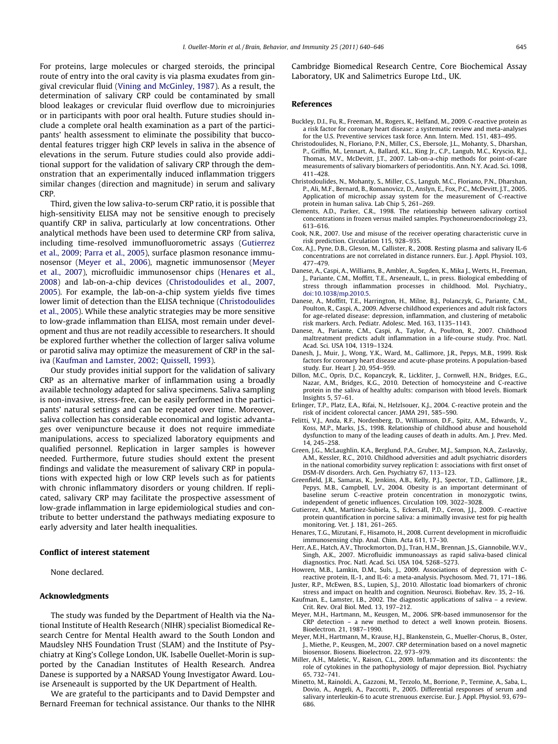For proteins, large molecules or charged steroids, the principal route of entry into the oral cavity is via plasma exudates from gingival crevicular fluid (Vining and McGinley, 1987). As a result, the determination of salivary CRP could be contaminated by small blood leakages or crevicular fluid overflow due to microinjuries or in participants with poor oral health. Future studies should include a complete oral health examination as a part of the participants' health assessment to eliminate the possibility that buccodental features trigger high CRP levels in saliva in the absence of elevations in the serum. Future studies could also provide additional support for the validation of salivary CRP through the demonstration that an experimentally induced inflammation triggers similar changes (direction and magnitude) in serum and salivary CRP.

Third, given the low saliva-to-serum CRP ratio, it is possible that high-sensitivity ELISA may not be sensitive enough to precisely quantify CRP in saliva, particularly at low concentrations. Other analytical methods have been used to determine CRP from saliva, including time-resolved immunofluorometric assays (Gutierrez et al., 2009; Parra et al., 2005), surface plasmon resonance immunosensor (Meyer et al., 2006), magnetic immunosensor (Meyer et al., 2007), microfluidic immunosensor chips (Henares et al., 2008) and lab-on-a-chip devices (Christodoulides et al., 2007, 2005). For example, the lab-on-a-chip system yields five times lower limit of detection than the ELISA technique (Christodoulides et al., 2005). While these analytic strategies may be more sensitive to low-grade inflammation than ELISA, most remain under development and thus are not readily accessible to researchers. It should be explored further whether the collection of larger saliva volume or parotid saliva may optimize the measurement of CRP in the saliva (Kaufman and Lamster, 2002; Quissell, 1993).

Our study provides initial support for the validation of salivary CRP as an alternative marker of inflammation using a broadly available technology adapted for saliva specimens. Saliva sampling is non-invasive, stress-free, can be easily performed in the participants' natural settings and can be repeated over time. Moreover, saliva collection has considerable economical and logistic advantages over venipuncture because it does not require immediate manipulations, access to specialized laboratory equipments and qualified personnel. Replication in larger samples is however needed. Furthermore, future studies should extent the present findings and validate the measurement of salivary CRP in populations with expected high or low CRP levels such as for patients with chronic inflammatory disorders or young children. If replicated, salivary CRP may facilitate the prospective assessment of low-grade inflammation in large epidemiological studies and contribute to better understand the pathways mediating exposure to early adversity and later health inequalities.

## Conflict of interest statement

None declared.

## Acknowledgments

The study was funded by the Department of Health via the National Institute of Health Research (NIHR) specialist Biomedical Research Centre for Mental Health award to the South London and Maudsley NHS Foundation Trust (SLAM) and the Institute of Psychiatry at King's College London, UK. Isabelle Ouellet-Morin is supported by the Canadian Institutes of Health Research. Andrea Danese is supported by a NARSAD Young Investigator Award. Louise Arseneault is supported by the UK Department of Health.

We are grateful to the participants and to David Dempster and Bernard Freeman for technical assistance. Our thanks to the NIHR Cambridge Biomedical Research Centre, Core Biochemical Assay Laboratory, UK and Salimetrics Europe Ltd., UK.

## References

Buckley, D.I., Fu, R., Freeman, M., Rogers, K., Helfand, M., 2009. C-reactive protein as a risk factor for coronary heart disease: a systematic review and meta-analyses for the U.S. Preventive services task force. Ann. Intern. Med. 151, 483–495.

Christodoulides, N., Floriano, P.N., Miller, C.S., Ebersole, J.L., Mohanty, S., Dharshan, P., Griffin, M., Lennart, A., Ballard, K.L., King Jr., C.P., Langub, M.C., Kryscio, R.J., Thomas, M.V., McDevitt, J.T., 2007. Lab-on-a-chip methods for point-of-care measurements of salivary biomarkers of periodontitis. Ann. N.Y. Acad. Sci. 1098, 411–428.

Christodoulides, N., Mohanty, S., Miller, C.S., Langub, M.C., Floriano, P.N., Dharshan, P., Ali, M.F., Bernard, B., Romanovicz, D., Anslyn, E., Fox, P.C., McDevitt, J.T., 2005. Application of microchip assay system for the measurement of C-reactive protein in human saliva. Lab Chip 5, 261–269.

Clements, A.D., Parker, C.R., 1998. The relationship between salivary cortisol concentrations in frozen versus mailed samples. Psychoneuroendocrinology 23, 613–616.

Cook, N.R., 2007. Use and misuse of the receiver operating characteristic curve in risk prediction. Circulation 115, 928–935.

Cox, A.J., Pyne, D.B., Gleson, M., Callister, R., 2008. Resting plasma and salivary IL-6 concentrations are not correlated in distance runners. Eur. J. Appl. Physiol. 103, 477–479.

Danese, A., Caspi, A., Williams, B., Ambler, A., Sugden, K., Mika J., Werts, H., Freeman, J., Pariante, C.M., Moffitt, T.E., Arseneault, L., in press. Biological embedding of stress through inflammation processes in childhood. Mol. Psychiatry., doi:10.1038/mp.2010.5.

Danese, A., Moffitt, T.E., Harrington, H., Milne, B.J., Polanczyk, G., Pariante, C.M., Poulton, R., Caspi, A., 2009. Adverse childhood experiences and adult risk factors for age-related disease: depression, inflammation, and clustering of metabolic risk markers. Arch. Pediatr. Adolesc. Med. 163, 1135–1143.

Danese, A., Pariante, C.M., Caspi, A., Taylor, A., Poulton, R., 2007. Childhood maltreatment predicts adult inflammation in a life-course study. Proc. Natl. Acad. Sci. USA 104, 1319–1324.

Danesh, J., Muir, J., Wong, Y.K., Ward, M., Gallimore, J.R., Pepys, M.B., 1999. Risk factors for coronary heart disease and acute-phase proteins. A population-based study. Eur. Heart J. 20, 954–959.

Dillon, M.C., Opris, D.C., Kopanczyk, R., Lickliter, J., Cornwell, H.N., Bridges, E.G., Nazar, A.M., Bridges, K.G., 2010. Detection of homocysteine and C-reactive protein in the saliva of healthy adults: comparison with blood levels. Biomark Insights 5, 57–61.

Erlinger, T.P., Platz, E.A., Rifai, N., Helzlsouer, K.J., 2004. C-reactive protein and the risk of incident colorectal cancer. JAMA 291, 585–590.

Felitti, V.J., Anda, R.F., Nordenberg, D., Williamson, D.F., Spitz, A.M., Edwards, V., Koss, M.P., Marks, J.S., 1998. Relationship of childhood abuse and household dysfunction to many of the leading causes of death in adults. Am. J. Prev. Med. 14, 245–258.

Green, J.G., McLaughlin, K.A., Berglund, P.A., Gruber, M.J., Sampson, N.A., Zaslavsky, A.M., Kessler, R.C., 2010. Childhood adversities and adult psychiatric disorders in the national comorbidity survey replication I: associations with first onset of DSM-IV disorders. Arch. Gen. Psychiatry 67, 113–123.

Greenfield, J.R., Samaras, K., Jenkins, A.B., Kelly, P.J., Spector, T.D., Gallimore, J.R., Pepys, M.B., Campbell, L.V., 2004. Obesity is an important determinant of baseline serum C-reactive protein concentration in monozygotic twins, independent of genetic influences. Circulation 109, 3022–3028.

Gutierrez, A.M., Martinez-Subiela, S., Eckersall, P.D., Ceron, J.J., 2009. C-reactive protein quantification in porcine saliva: a minimally invasive test for pig health monitoring. Vet. J. 181, 261–265.

Henares, T.G., Mizutani, F., Hisamoto, H., 2008. Current development in microfluidic immunosensing chip. Anal. Chim. Acta 611, 17–30.

Herr, A.E., Hatch, A.V., Throckmorton, D.J., Tran, H.M., Brennan, J.S., Giannobile, W.V., Singh, A.K., 2007. Microfluidic immunoassays as rapid saliva-based clinical diagnostics. Proc. Natl. Acad. Sci. USA 104, 5268–5273.

Howren, M.B., Lamkin, D.M., Suls, J., 2009. Associations of depression with C-reactive protein, IL-1, and IL-6: a meta-analysis. Psychosom. Med. 71, 171–186.

Juster, R.P., McEwen, B.S., Lupien, S.J., 2010. Allostatic load biomarkers of chronic stress and impact on health and cognition. Neurosci. Biobehav. Rev. 35, 2–16.

Kaufman, E., Lamster, I.B., 2002. The diagnostic applications of saliva – a review. Crit. Rev. Oral Biol. Med. 13, 197–212.

Meyer, M.H., Hartmann, M., Keusgen, M., 2006. SPR-based immunosensor for the CRP detection – a new method to detect a well known protein. Biosens. Bioelectron. 21, 1987–1990.

Meyer, M.H., Hartmann, M., Krause, H.J., Blankenstein, G., Mueller-Chorus, B., Oster, J., Miethe, P., Keusgen, M., 2007. CRP determination based on a novel magnetic biosensor. Biosens. Bioelectron. 22, 973–979.

Miller, A.H., Maletic, V., Raison, C.L., 2009. Inflammation and its discontents: the role of cytokines in the pathophysiology of major depression. Biol. Psychiatry 65, 732–741.

Minetto, M., Rainoldi, A., Gazzoni, M., Terzolo, M., Borrione, P., Termine, A., Saba, L., Dovio, A., Angeli, A., Paccotti, P., 2005. Differential responses of serum and salivary interleukin-6 to acute strenuous exercise. Eur. J. Appl. Physiol. 93, 679–686.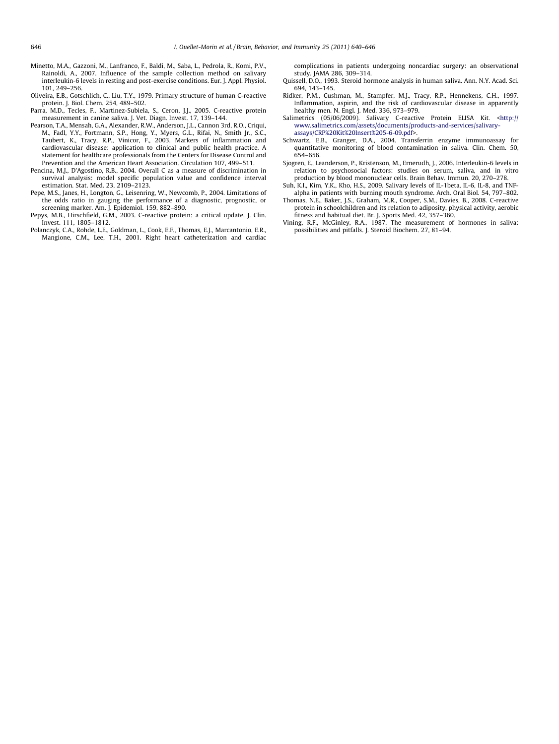Minetto, M.A., Gazzoni, M., Lanfranco, F., Baldi, M., Saba, L., Pedrola, R., Komi, P.V., Rainoldi, A., 2007. Influence of the sample collection method on salivary interleukin-6 levels in resting and post-exercise conditions. Eur. J. Appl. Physiol. 101, 249–256.

Oliveira, E.B., Gotschlich, C., Liu, T.Y., 1979. Primary structure of human C-reactive protein. J. Biol. Chem. 254, 489–502.

Parra, M.D., Tecles, F., Martinez-Subiela, S., Ceron, J.J., 2005. C-reactive protein measurement in canine saliva. J. Vet. Diagn. Invest. 17, 139–144.

Pearson, T.A., Mensah, G.A., Alexander, R.W., Anderson, J.L., Cannon 3rd, R.O., Criqui, M., Fadl, Y.Y., Fortmann, S.P., Hong, Y., Myers, G.L., Rifai, N., Smith Jr., S.C., Taubert, K., Tracy, R.P., Vinicor, F., 2003. Markers of inflammation and cardiovascular disease: application to clinical and public health practice. A statement for healthcare professionals from the Centers for Disease Control and Prevention and the American Heart Association. Circulation 107, 499–511.

Pencina, M.J., D'Agostino, R.B., 2004. Overall C as a measure of discrimination in survival analysis: model specific population value and confidence interval estimation. Stat. Med. 23, 2109–2123.

Pepe, M.S., Janes, H., Longton, G., Leisenring, W., Newcomb, P., 2004. Limitations of the odds ratio in gauging the performance of a diagnostic, prognostic, or screening marker. Am. J. Epidemiol. 159, 882–890.

Pepys, M.B., Hirschfield, G.M., 2003. C-reactive protein: a critical update. J. Clin. Invest. 111, 1805–1812.

Polanczyk, C.A., Rohde, L.E., Goldman, L., Cook, E.F., Thomas, E.J., Marcantonio, E.R., Mangione, C.M., Lee, T.H., 2001. Right heart catheterization and cardiac complications in patients undergoing noncardiac surgery: an observational study. JAMA 286, 309–314.

Quissell, D.O., 1993. Steroid hormone analysis in human saliva. Ann. N.Y. Acad. Sci. 694, 143–145.

Ridker, P.M., Cushman, M., Stampfer, M.J., Tracy, R.P., Hennekens, C.H., 1997. Inflammation, aspirin, and the risk of cardiovascular disease in apparently healthy men. N. Engl. J. Med. 336, 973–979.

Salimetrics (05/06/2009). Salivary C-reactive Protein ELISA Kit. <http://www.salimetrics.com/assets/documents/products-and-services/salivary-assays/CRP%20Kit%20Insert%205-6-09.pdf>.

Schwartz, E.B., Granger, D.A., 2004. Transferrin enzyme immunoassay for quantitative monitoring of blood contamination in saliva. Clin. Chem. 50, 654–656.

Sjogren, E., Leanderson, P., Kristenson, M., Ernerudh, J., 2006. Interleukin-6 levels in relation to psychosocial factors: studies on serum, saliva, and in vitro production by blood mononuclear cells. Brain Behav. Immun. 20, 270–278.

Suh, K.I., Kim, Y.K., Kho, H.S., 2009. Salivary levels of IL-1beta, IL-6, IL-8, and TNF-alpha in patients with burning mouth syndrome. Arch. Oral Biol. 54, 797–802.

Thomas, N.E., Baker, J.S., Graham, M.R., Cooper, S.M., Davies, B., 2008. C-reactive protein in schoolchildren and its relation to adiposity, physical activity, aerobic fitness and habitual diet. Br. J. Sports Med. 42, 357–360.

Vining, R.F., McGinley, R.A., 1987. The measurement of hormones in saliva: possibilities and pitfalls. J. Steroid Biochem. 27, 81–94.